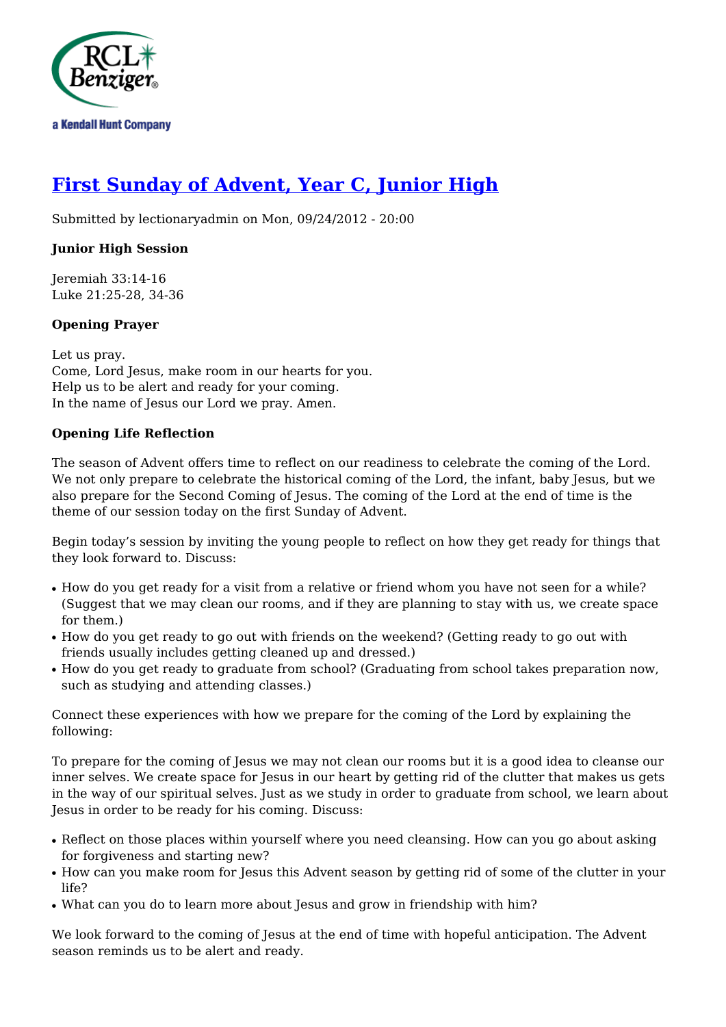# First Sunday of Advent, Year C, Junior High

Submitted by lectionaryadmin on Mon, 09/24/2012 - 20:00

**Junior High Session**

Jeremiah 33:14-16
Luke 21:25-28, 34-36

**Opening Prayer**

Let us pray.
Come, Lord Jesus, make room in our hearts for you.
Help us to be alert and ready for your coming.
In the name of Jesus our Lord we pray. Amen.

**Opening Life Reflection**

The season of Advent offers time to reflect on our readiness to celebrate the coming of the Lord. We not only prepare to celebrate the historical coming of the Lord, the infant, baby Jesus, but we also prepare for the Second Coming of Jesus. The coming of the Lord at the end of time is the theme of our session today on the first Sunday of Advent.

Begin today's session by inviting the young people to reflect on how they get ready for things that they look forward to. Discuss:

- How do you get ready for a visit from a relative or friend whom you have not seen for a while? (Suggest that we may clean our rooms, and if they are planning to stay with us, we create space for them.)
- How do you get ready to go out with friends on the weekend? (Getting ready to go out with friends usually includes getting cleaned up and dressed.)
- How do you get ready to graduate from school? (Graduating from school takes preparation now, such as studying and attending classes.)

Connect these experiences with how we prepare for the coming of the Lord by explaining the following:

To prepare for the coming of Jesus we may not clean our rooms but it is a good idea to cleanse our inner selves. We create space for Jesus in our heart by getting rid of the clutter that makes us gets in the way of our spiritual selves. Just as we study in order to graduate from school, we learn about Jesus in order to be ready for his coming. Discuss:

- Reflect on those places within yourself where you need cleansing. How can you go about asking for forgiveness and starting new?
- How can you make room for Jesus this Advent season by getting rid of some of the clutter in your life?
- What can you do to learn more about Jesus and grow in friendship with him?

We look forward to the coming of Jesus at the end of time with hopeful anticipation. The Advent season reminds us to be alert and ready.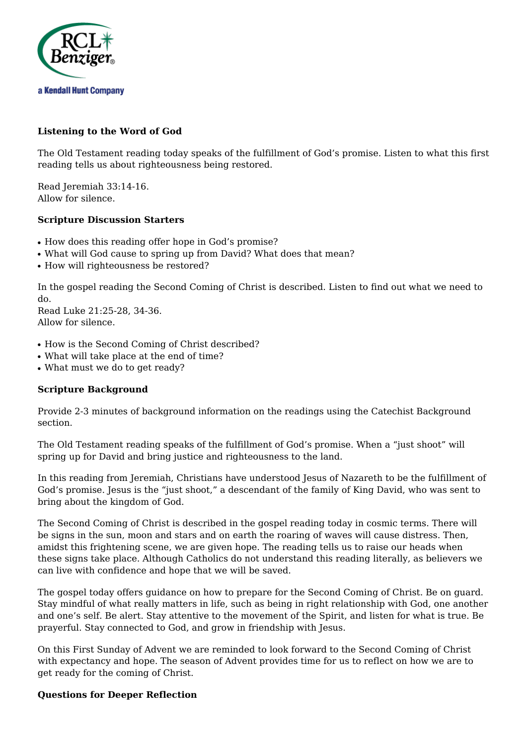**Listening to the Word of God**

The Old Testament reading today speaks of the fulfillment of God's promise. Listen to what this first reading tells us about righteousness being restored.

Read Jeremiah 33:14-16.
Allow for silence.

**Scripture Discussion Starters**

- How does this reading offer hope in God's promise?
- What will God cause to spring up from David? What does that mean?
- How will righteousness be restored?

In the gospel reading the Second Coming of Christ is described. Listen to find out what we need to do.
Read Luke 21:25-28, 34-36.
Allow for silence.

- How is the Second Coming of Christ described?
- What will take place at the end of time?
- What must we do to get ready?

**Scripture Background**

Provide 2-3 minutes of background information on the readings using the Catechist Background section.

The Old Testament reading speaks of the fulfillment of God's promise. When a "just shoot" will spring up for David and bring justice and righteousness to the land.

In this reading from Jeremiah, Christians have understood Jesus of Nazareth to be the fulfillment of God's promise. Jesus is the "just shoot," a descendant of the family of King David, who was sent to bring about the kingdom of God.

The Second Coming of Christ is described in the gospel reading today in cosmic terms. There will be signs in the sun, moon and stars and on earth the roaring of waves will cause distress. Then, amidst this frightening scene, we are given hope. The reading tells us to raise our heads when these signs take place. Although Catholics do not understand this reading literally, as believers we can live with confidence and hope that we will be saved.

The gospel today offers guidance on how to prepare for the Second Coming of Christ. Be on guard. Stay mindful of what really matters in life, such as being in right relationship with God, one another and one's self. Be alert. Stay attentive to the movement of the Spirit, and listen for what is true. Be prayerful. Stay connected to God, and grow in friendship with Jesus.

On this First Sunday of Advent we are reminded to look forward to the Second Coming of Christ with expectancy and hope. The season of Advent provides time for us to reflect on how we are to get ready for the coming of Christ.

**Questions for Deeper Reflection**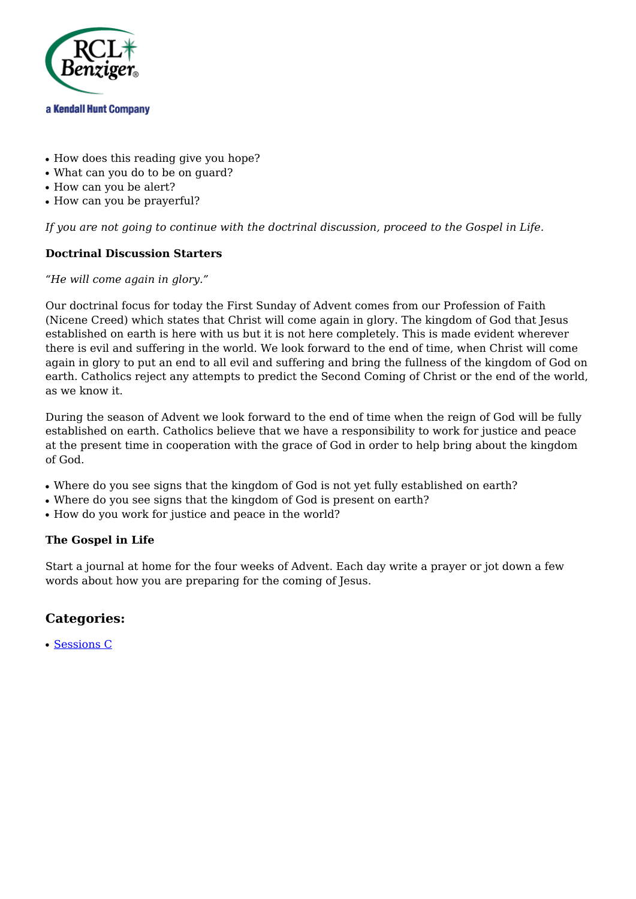- How does this reading give you hope?
- What can you do to be on guard?
- How can you be alert?
- How can you be prayerful?

*If you are not going to continue with the doctrinal discussion, proceed to the Gospel in Life.*

**Doctrinal Discussion Starters**

*“He will come again in glory.”*

Our doctrinal focus for today the First Sunday of Advent comes from our Profession of Faith (Nicene Creed) which states that Christ will come again in glory. The kingdom of God that Jesus established on earth is here with us but it is not here completely. This is made evident wherever there is evil and suffering in the world. We look forward to the end of time, when Christ will come again in glory to put an end to all evil and suffering and bring the fullness of the kingdom of God on earth. Catholics reject any attempts to predict the Second Coming of Christ or the end of the world, as we know it.

During the season of Advent we look forward to the end of time when the reign of God will be fully established on earth. Catholics believe that we have a responsibility to work for justice and peace at the present time in cooperation with the grace of God in order to help bring about the kingdom of God.

- Where do you see signs that the kingdom of God is not yet fully established on earth?
- Where do you see signs that the kingdom of God is present on earth?
- How do you work for justice and peace in the world?

**The Gospel in Life**

Start a journal at home for the four weeks of Advent. Each day write a prayer or jot down a few words about how you are preparing for the coming of Jesus.

## Categories:

- Sessions C